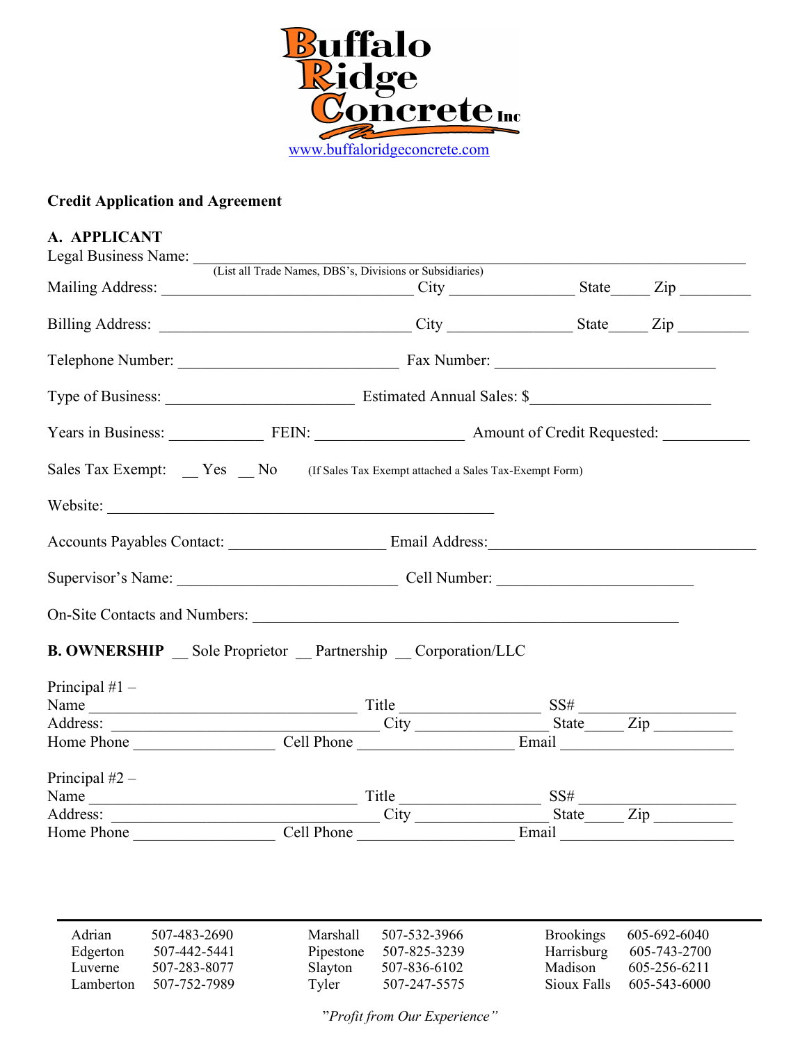# Buffalo Ridge Concrete Inc

www.buffaloridgeconcrete.com

**Credit Application and Agreement**

**A. APPLICANT**

Legal Business Name: ___________________________________________________________________
(List all Trade Names, DBS's, Divisions or Subsidiaries)

Mailing Address: _________________________________ City ________________ State_____ Zip _________

Billing Address: _________________________________ City ________________ State_____ Zip _________

Telephone Number: ____________________________ Fax Number: ____________________________

Type of Business: ________________________ Estimated Annual Sales: $______________________

Years in Business: ____________ FEIN: ___________________ Amount of Credit Requested: ___________

Sales Tax Exempt: __ Yes __ No (If Sales Tax Exempt attached a Sales Tax-Exempt Form)

Website: __________________________________________________

Accounts Payables Contact: ____________________ Email Address:__________________________________

Supervisor's Name: ____________________________ Cell Number: _________________________

On-Site Contacts and Numbers: _______________________________________________________

**B. OWNERSHIP** __ Sole Proprietor __ Partnership __ Corporation/LLC

Principal #1 –
Name ___________________________________ Title __________________ SS# ____________________
Address: ___________________________________ City _________________ State_____ Zip __________
Home Phone __________________ Cell Phone ____________________ Email ______________________

Principal #2 –
Name ___________________________________ Title __________________ SS# ____________________
Address: ___________________________________ City _________________ State_____ Zip __________
Home Phone __________________ Cell Phone ____________________ Email ______________________

| | | | | | |
|---|---|---|---|---|---|
| Adrian | 507-483-2690 | Marshall | 507-532-3966 | Brookings | 605-692-6040 |
| Edgerton | 507-442-5441 | Pipestone | 507-825-3239 | Harrisburg | 605-743-2700 |
| Luverne | 507-283-8077 | Slayton | 507-836-6102 | Madison | 605-256-6211 |
| Lamberton | 507-752-7989 | Tyler | 507-247-5575 | Sioux Falls | 605-543-6000 |

*"Profit from Our Experience"*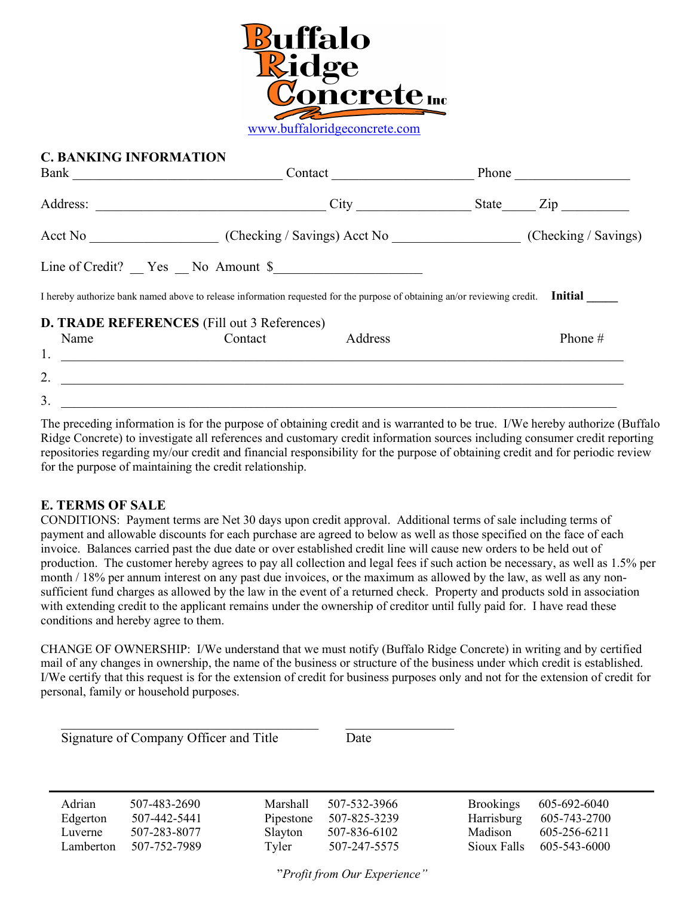# Buffalo Ridge Concrete Inc

www.buffaloridgeconcrete.com

## C. BANKING INFORMATION

Bank _______________________________ Contact _____________________ Phone _________________

Address: _________________________________ City _________________ State_____ Zip __________

Acct No ___________________ (Checking / Savings) Acct No ___________________ (Checking / Savings)

Line of Credit? __ Yes __ No Amount $______________________

I hereby authorize bank named above to release information requested for the purpose of obtaining an/or reviewing credit. **Initial _____**

## D. TRADE REFERENCES (Fill out 3 References)

| | Name | Contact | Address | Phone # |
|---|---|---|---|---|
| 1. | | | | |
| 2. | | | | |
| 3. | | | | |

The preceding information is for the purpose of obtaining credit and is warranted to be true. I/We hereby authorize (Buffalo Ridge Concrete) to investigate all references and customary credit information sources including consumer credit reporting repositories regarding my/our credit and financial responsibility for the purpose of obtaining credit and for periodic review for the purpose of maintaining the credit relationship.

## E. TERMS OF SALE

CONDITIONS: Payment terms are Net 30 days upon credit approval. Additional terms of sale including terms of payment and allowable discounts for each purchase are agreed to below as well as those specified on the face of each invoice. Balances carried past the due date or over established credit line will cause new orders to be held out of production. The customer hereby agrees to pay all collection and legal fees if such action be necessary, as well as 1.5% per month / 18% per annum interest on any past due invoices, or the maximum as allowed by the law, as well as any non-sufficient fund charges as allowed by the law in the event of a returned check. Property and products sold in association with extending credit to the applicant remains under the ownership of creditor until fully paid for. I have read these conditions and hereby agree to them.

CHANGE OF OWNERSHIP: I/We understand that we must notify (Buffalo Ridge Concrete) in writing and by certified mail of any changes in ownership, the name of the business or structure of the business under which credit is established. I/We certify that this request is for the extension of credit for business purposes only and not for the extension of credit for personal, family or household purposes.

_______________________________________ _________________

Signature of Company Officer and Title Date

| | | | | | |
|---|---|---|---|---|---|
| Adrian | 507-483-2690 | Marshall | 507-532-3966 | Brookings | 605-692-6040 |
| Edgerton | 507-442-5441 | Pipestone | 507-825-3239 | Harrisburg | 605-743-2700 |
| Luverne | 507-283-8077 | Slayton | 507-836-6102 | Madison | 605-256-6211 |
| Lamberton | 507-752-7989 | Tyler | 507-247-5575 | Sioux Falls | 605-543-6000 |

*"Profit from Our Experience"*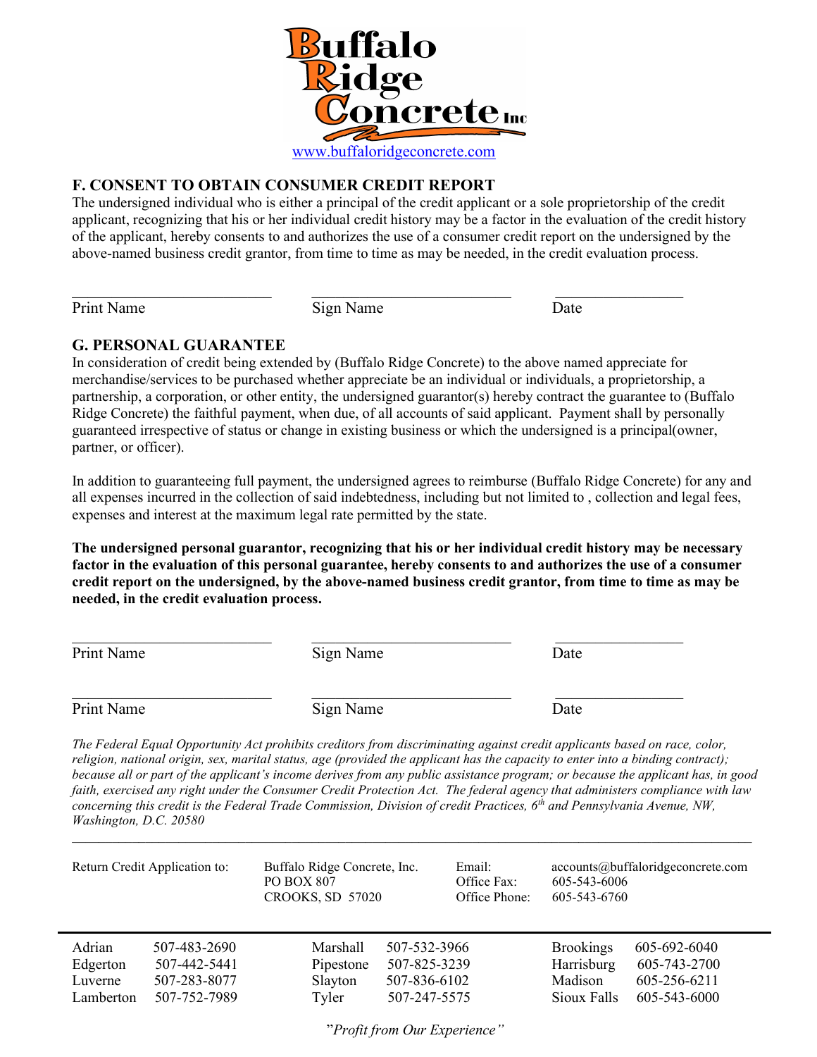**Buffalo Ridge Concrete Inc**

www.buffaloridgeconcrete.com

## F. CONSENT TO OBTAIN CONSUMER CREDIT REPORT

The undersigned individual who is either a principal of the credit applicant or a sole proprietorship of the credit applicant, recognizing that his or her individual credit history may be a factor in the evaluation of the credit history of the applicant, hereby consents to and authorizes the use of a consumer credit report on the undersigned by the above-named business credit grantor, from time to time as may be needed, in the credit evaluation process.

| Print Name | Sign Name | Date |
|---|---|---|
| | | |

## G. PERSONAL GUARANTEE

In consideration of credit being extended by (Buffalo Ridge Concrete) to the above named appreciate for merchandise/services to be purchased whether appreciate be an individual or individuals, a proprietorship, a partnership, a corporation, or other entity, the undersigned guarantor(s) hereby contract the guarantee to (Buffalo Ridge Concrete) the faithful payment, when due, of all accounts of said applicant. Payment shall by personally guaranteed irrespective of status or change in existing business or which the undersigned is a principal(owner, partner, or officer).

In addition to guaranteeing full payment, the undersigned agrees to reimburse (Buffalo Ridge Concrete) for any and all expenses incurred in the collection of said indebtedness, including but not limited to , collection and legal fees, expenses and interest at the maximum legal rate permitted by the state.

**The undersigned personal guarantor, recognizing that his or her individual credit history may be necessary factor in the evaluation of this personal guarantee, hereby consents to and authorizes the use of a consumer credit report on the undersigned, by the above-named business credit grantor, from time to time as may be needed, in the credit evaluation process.**

| Print Name | Sign Name | Date |
|---|---|---|
| | | |

| Print Name | Sign Name | Date |
|---|---|---|
| | | |

*The Federal Equal Opportunity Act prohibits creditors from discriminating against credit applicants based on race, color, religion, national origin, sex, marital status, age (provided the applicant has the capacity to enter into a binding contract); because all or part of the applicant's income derives from any public assistance program; or because the applicant has, in good faith, exercised any right under the Consumer Credit Protection Act. The federal agency that administers compliance with law concerning this credit is the Federal Trade Commission, Division of credit Practices, 6th and Pennsylvania Avenue, NW, Washington, D.C. 20580*

---

Return Credit Application to:

Buffalo Ridge Concrete, Inc.
PO BOX 807
CROOKS, SD 57020

Email: accounts@buffaloridgeconcrete.com
Office Fax: 605-543-6006
Office Phone: 605-543-6760

| | | | | | |
|---|---|---|---|---|---|
| Adrian | 507-483-2690 | Marshall | 507-532-3966 | Brookings | 605-692-6040 |
| Edgerton | 507-442-5441 | Pipestone | 507-825-3239 | Harrisburg | 605-743-2700 |
| Luverne | 507-283-8077 | Slayton | 507-836-6102 | Madison | 605-256-6211 |
| Lamberton | 507-752-7989 | Tyler | 507-247-5575 | Sioux Falls | 605-543-6000 |

*"Profit from Our Experience"*